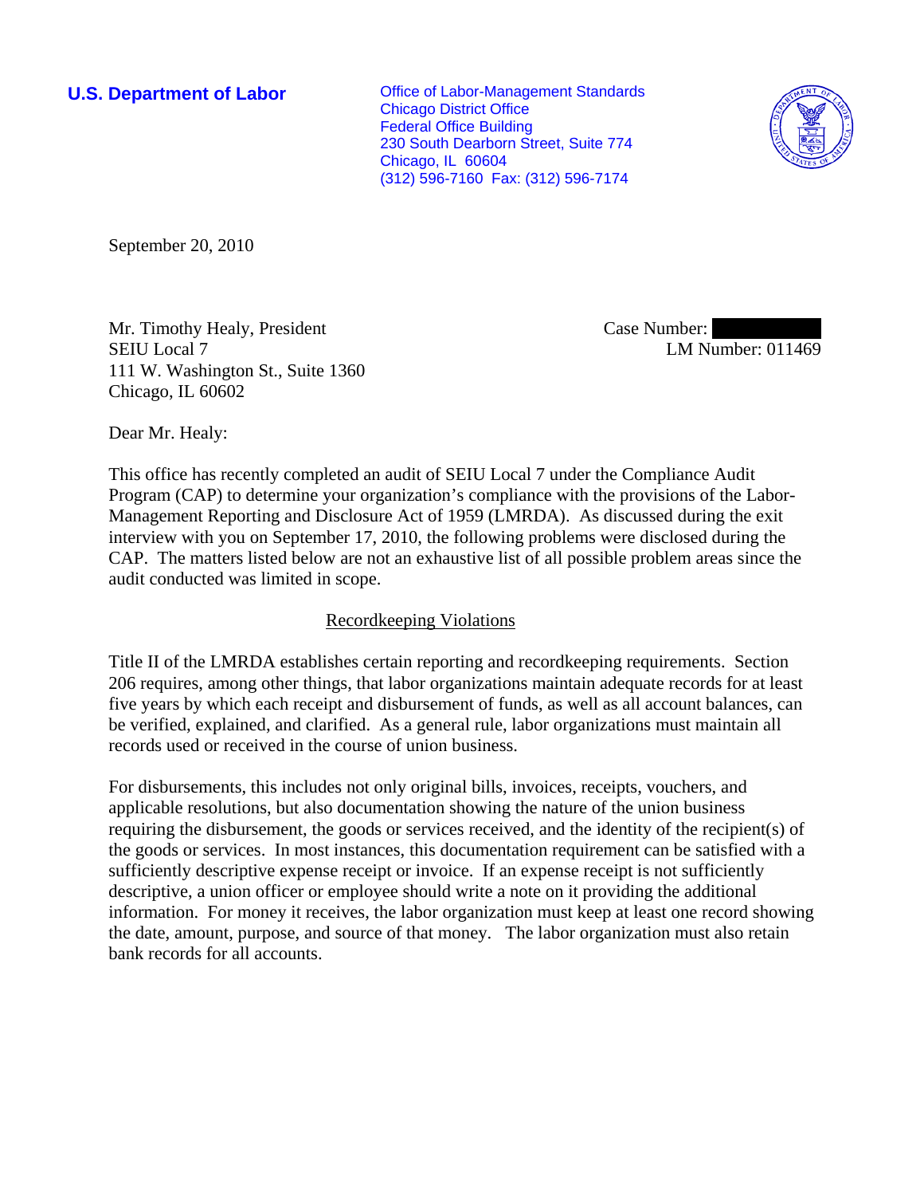**U.S. Department of Labor**

Office of Labor-Management Standards
Chicago District Office
Federal Office Building
230 South Dearborn Street, Suite 774
Chicago, IL 60604
(312) 596-7160 Fax: (312) 596-7174

September 20, 2010

Mr. Timothy Healy, President
SEIU Local 7
111 W. Washington St., Suite 1360
Chicago, IL 60602

Case Number:
LM Number: 011469

Dear Mr. Healy:

This office has recently completed an audit of SEIU Local 7 under the Compliance Audit Program (CAP) to determine your organization's compliance with the provisions of the Labor-Management Reporting and Disclosure Act of 1959 (LMRDA). As discussed during the exit interview with you on September 17, 2010, the following problems were disclosed during the CAP. The matters listed below are not an exhaustive list of all possible problem areas since the audit conducted was limited in scope.

Recordkeeping Violations

Title II of the LMRDA establishes certain reporting and recordkeeping requirements. Section 206 requires, among other things, that labor organizations maintain adequate records for at least five years by which each receipt and disbursement of funds, as well as all account balances, can be verified, explained, and clarified. As a general rule, labor organizations must maintain all records used or received in the course of union business.

For disbursements, this includes not only original bills, invoices, receipts, vouchers, and applicable resolutions, but also documentation showing the nature of the union business requiring the disbursement, the goods or services received, and the identity of the recipient(s) of the goods or services. In most instances, this documentation requirement can be satisfied with a sufficiently descriptive expense receipt or invoice. If an expense receipt is not sufficiently descriptive, a union officer or employee should write a note on it providing the additional information. For money it receives, the labor organization must keep at least one record showing the date, amount, purpose, and source of that money. The labor organization must also retain bank records for all accounts.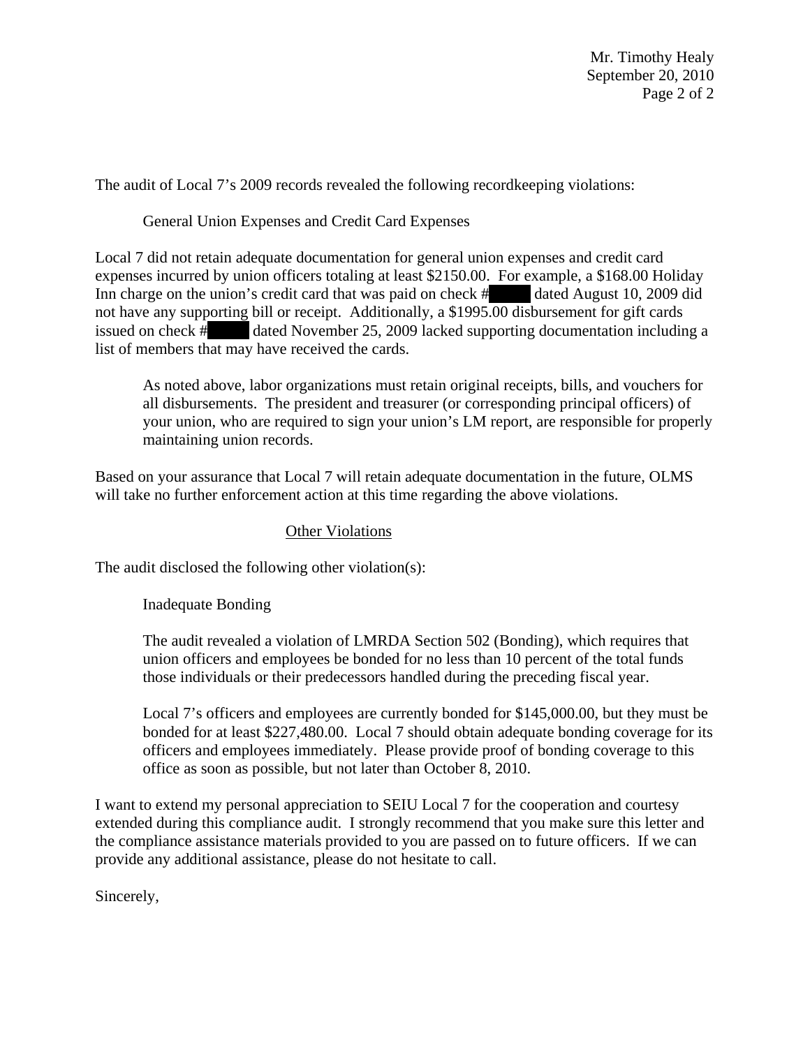The audit of Local 7's 2009 records revealed the following recordkeeping violations:

General Union Expenses and Credit Card Expenses

Local 7 did not retain adequate documentation for general union expenses and credit card expenses incurred by union officers totaling at least $2150.00. For example, a $168.00 Holiday Inn charge on the union's credit card that was paid on check # dated August 10, 2009 did not have any supporting bill or receipt. Additionally, a $1995.00 disbursement for gift cards issued on check # dated November 25, 2009 lacked supporting documentation including a list of members that may have received the cards.

> As noted above, labor organizations must retain original receipts, bills, and vouchers for all disbursements. The president and treasurer (or corresponding principal officers) of your union, who are required to sign your union's LM report, are responsible for properly maintaining union records.

Based on your assurance that Local 7 will retain adequate documentation in the future, OLMS will take no further enforcement action at this time regarding the above violations.

## Other Violations

The audit disclosed the following other violation(s):

Inadequate Bonding

> The audit revealed a violation of LMRDA Section 502 (Bonding), which requires that union officers and employees be bonded for no less than 10 percent of the total funds those individuals or their predecessors handled during the preceding fiscal year.
>
> Local 7's officers and employees are currently bonded for $145,000.00, but they must be bonded for at least $227,480.00. Local 7 should obtain adequate bonding coverage for its officers and employees immediately. Please provide proof of bonding coverage to this office as soon as possible, but not later than October 8, 2010.

I want to extend my personal appreciation to SEIU Local 7 for the cooperation and courtesy extended during this compliance audit. I strongly recommend that you make sure this letter and the compliance assistance materials provided to you are passed on to future officers. If we can provide any additional assistance, please do not hesitate to call.

Sincerely,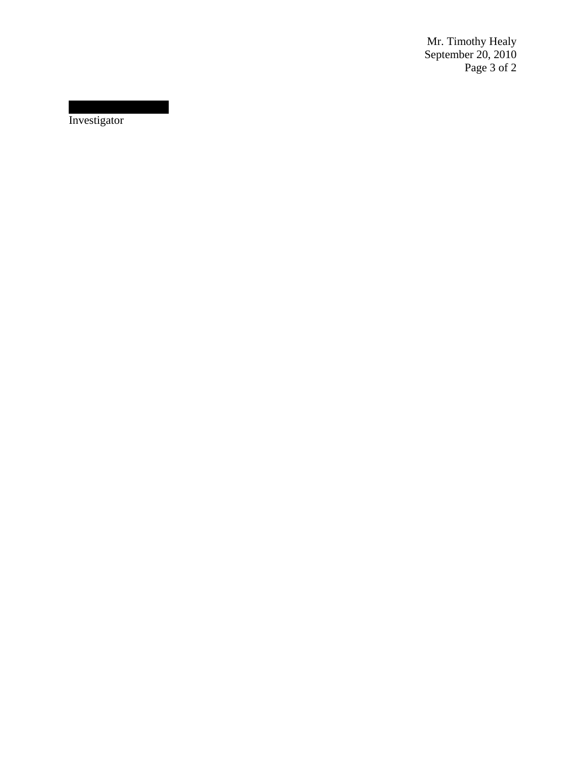Investigator